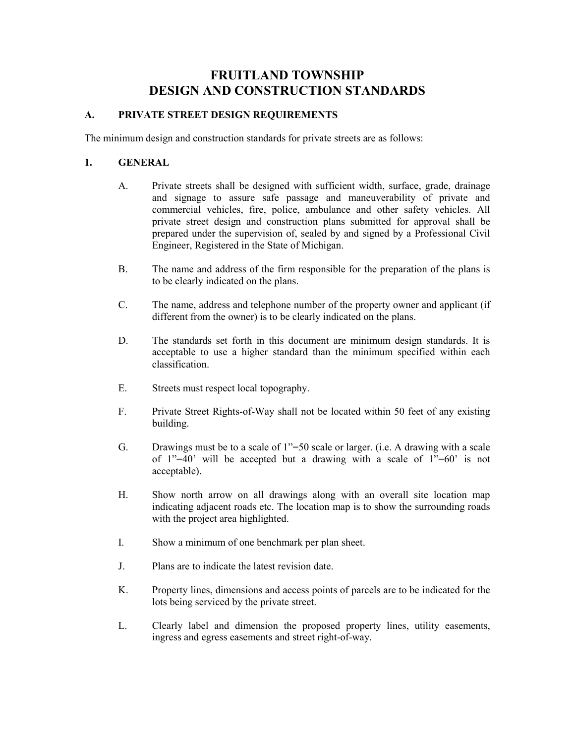# FRUITLAND TOWNSHIP
# DESIGN AND CONSTRUCTION STANDARDS

## A. PRIVATE STREET DESIGN REQUIREMENTS

The minimum design and construction standards for private streets are as follows:

### 1. GENERAL

A. Private streets shall be designed with sufficient width, surface, grade, drainage and signage to assure safe passage and maneuverability of private and commercial vehicles, fire, police, ambulance and other safety vehicles. All private street design and construction plans submitted for approval shall be prepared under the supervision of, sealed by and signed by a Professional Civil Engineer, Registered in the State of Michigan.

B. The name and address of the firm responsible for the preparation of the plans is to be clearly indicated on the plans.

C. The name, address and telephone number of the property owner and applicant (if different from the owner) is to be clearly indicated on the plans.

D. The standards set forth in this document are minimum design standards. It is acceptable to use a higher standard than the minimum specified within each classification.

E. Streets must respect local topography.

F. Private Street Rights-of-Way shall not be located within 50 feet of any existing building.

G. Drawings must be to a scale of 1"=50 scale or larger. (i.e. A drawing with a scale of 1"=40' will be accepted but a drawing with a scale of 1"=60' is not acceptable).

H. Show north arrow on all drawings along with an overall site location map indicating adjacent roads etc. The location map is to show the surrounding roads with the project area highlighted.

I. Show a minimum of one benchmark per plan sheet.

J. Plans are to indicate the latest revision date.

K. Property lines, dimensions and access points of parcels are to be indicated for the lots being serviced by the private street.

L. Clearly label and dimension the proposed property lines, utility easements, ingress and egress easements and street right-of-way.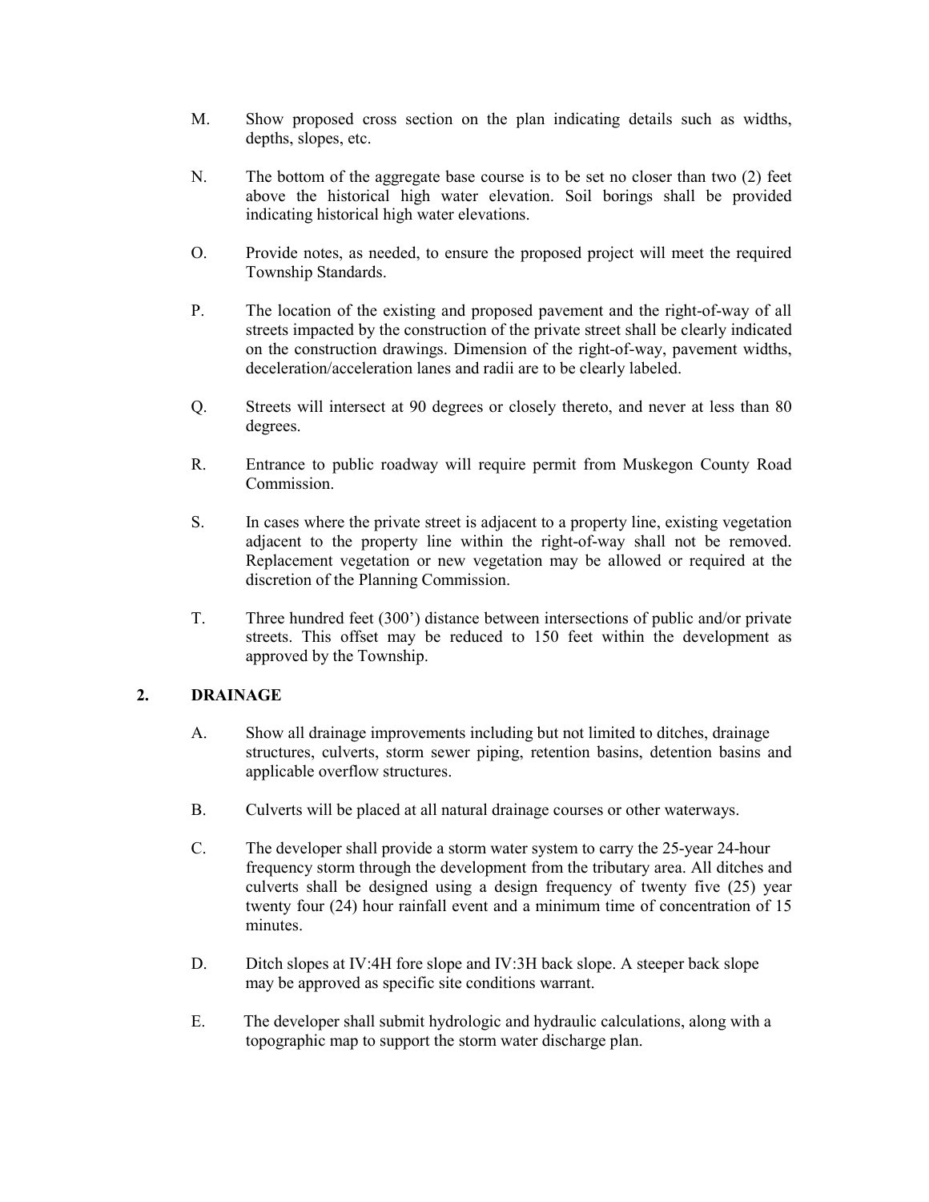M. Show proposed cross section on the plan indicating details such as widths, depths, slopes, etc.

N. The bottom of the aggregate base course is to be set no closer than two (2) feet above the historical high water elevation. Soil borings shall be provided indicating historical high water elevations.

O. Provide notes, as needed, to ensure the proposed project will meet the required Township Standards.

P. The location of the existing and proposed pavement and the right-of-way of all streets impacted by the construction of the private street shall be clearly indicated on the construction drawings. Dimension of the right-of-way, pavement widths, deceleration/acceleration lanes and radii are to be clearly labeled.

Q. Streets will intersect at 90 degrees or closely thereto, and never at less than 80 degrees.

R. Entrance to public roadway will require permit from Muskegon County Road Commission.

S. In cases where the private street is adjacent to a property line, existing vegetation adjacent to the property line within the right-of-way shall not be removed. Replacement vegetation or new vegetation may be allowed or required at the discretion of the Planning Commission.

T. Three hundred feet (300') distance between intersections of public and/or private streets. This offset may be reduced to 150 feet within the development as approved by the Township.

## 2. DRAINAGE

A. Show all drainage improvements including but not limited to ditches, drainage structures, culverts, storm sewer piping, retention basins, detention basins and applicable overflow structures.

B. Culverts will be placed at all natural drainage courses or other waterways.

C. The developer shall provide a storm water system to carry the 25-year 24-hour frequency storm through the development from the tributary area. All ditches and culverts shall be designed using a design frequency of twenty five (25) year twenty four (24) hour rainfall event and a minimum time of concentration of 15 minutes.

D. Ditch slopes at IV:4H fore slope and IV:3H back slope. A steeper back slope may be approved as specific site conditions warrant.

E. The developer shall submit hydrologic and hydraulic calculations, along with a topographic map to support the storm water discharge plan.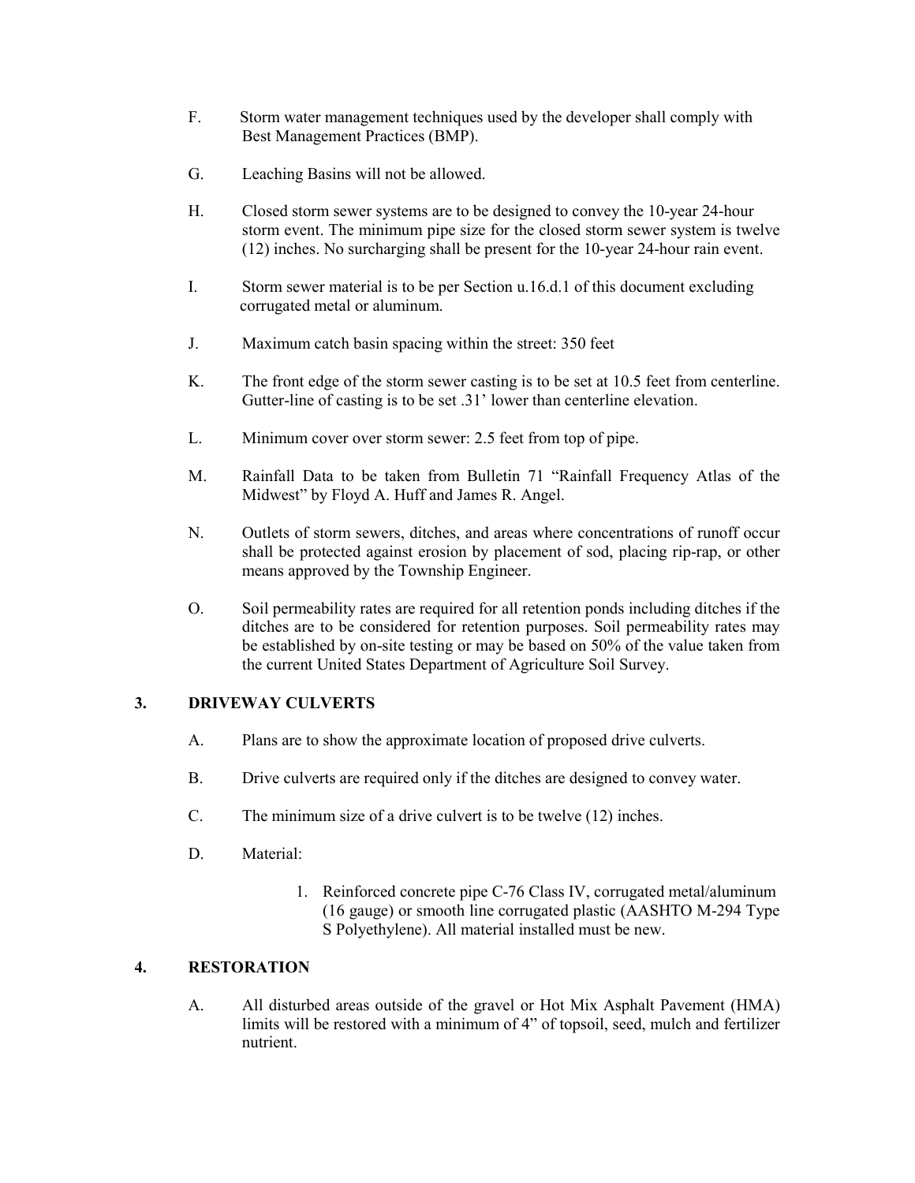F. Storm water management techniques used by the developer shall comply with Best Management Practices (BMP).

G. Leaching Basins will not be allowed.

H. Closed storm sewer systems are to be designed to convey the 10-year 24-hour storm event. The minimum pipe size for the closed storm sewer system is twelve (12) inches. No surcharging shall be present for the 10-year 24-hour rain event.

I. Storm sewer material is to be per Section u.16.d.1 of this document excluding corrugated metal or aluminum.

J. Maximum catch basin spacing within the street: 350 feet

K. The front edge of the storm sewer casting is to be set at 10.5 feet from centerline. Gutter-line of casting is to be set .31' lower than centerline elevation.

L. Minimum cover over storm sewer: 2.5 feet from top of pipe.

M. Rainfall Data to be taken from Bulletin 71 "Rainfall Frequency Atlas of the Midwest" by Floyd A. Huff and James R. Angel.

N. Outlets of storm sewers, ditches, and areas where concentrations of runoff occur shall be protected against erosion by placement of sod, placing rip-rap, or other means approved by the Township Engineer.

O. Soil permeability rates are required for all retention ponds including ditches if the ditches are to be considered for retention purposes. Soil permeability rates may be established by on-site testing or may be based on 50% of the value taken from the current United States Department of Agriculture Soil Survey.

## 3. DRIVEWAY CULVERTS

A. Plans are to show the approximate location of proposed drive culverts.

B. Drive culverts are required only if the ditches are designed to convey water.

C. The minimum size of a drive culvert is to be twelve (12) inches.

D. Material:

1. Reinforced concrete pipe C-76 Class IV, corrugated metal/aluminum (16 gauge) or smooth line corrugated plastic (AASHTO M-294 Type S Polyethylene). All material installed must be new.

## 4. RESTORATION

A. All disturbed areas outside of the gravel or Hot Mix Asphalt Pavement (HMA) limits will be restored with a minimum of 4" of topsoil, seed, mulch and fertilizer nutrient.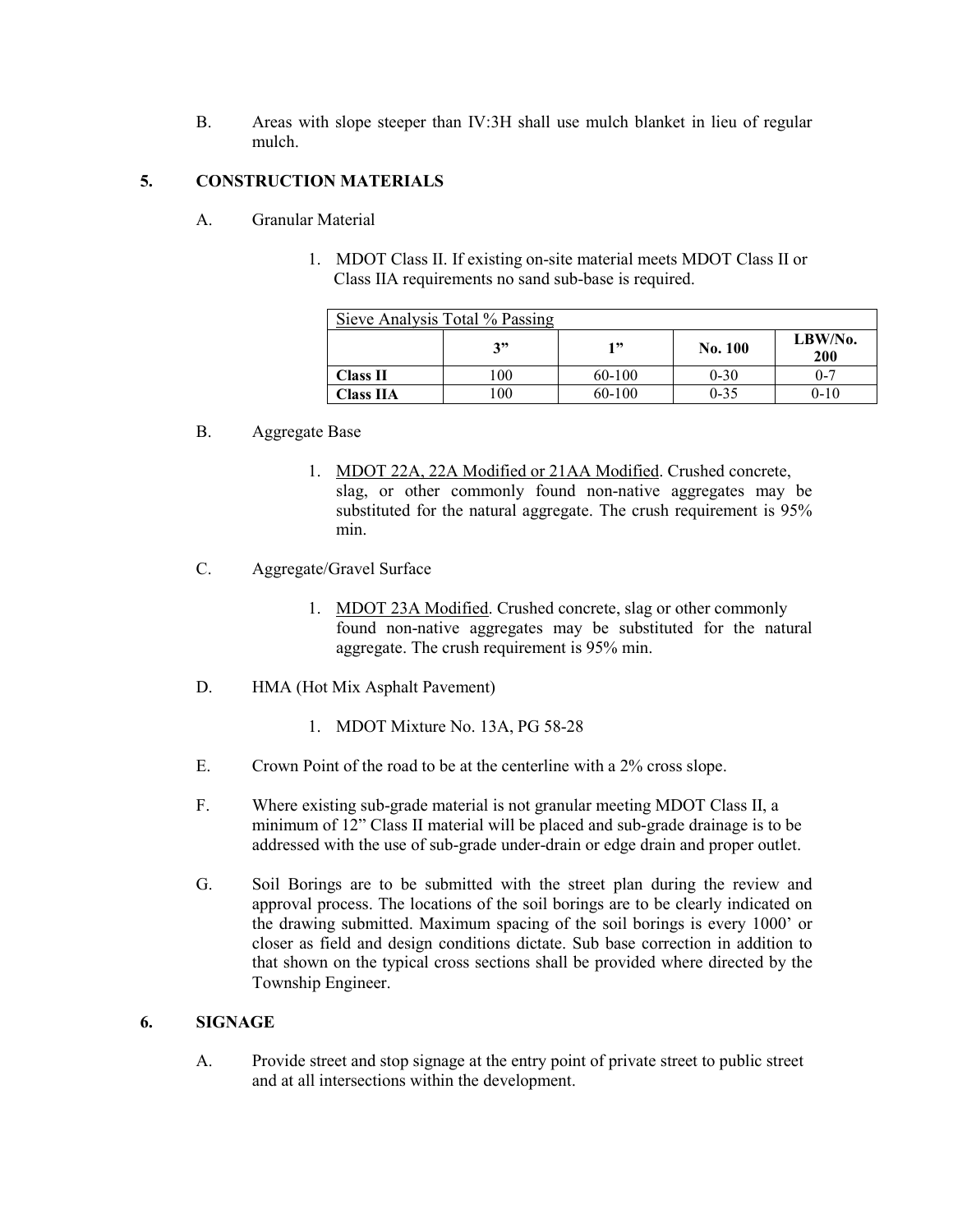B. Areas with slope steeper than IV:3H shall use mulch blanket in lieu of regular mulch.

## 5. CONSTRUCTION MATERIALS

A. Granular Material

1. MDOT Class II. If existing on-site material meets MDOT Class II or Class IIA requirements no sand sub-base is required.

| Sieve Analysis Total % Passing | | | | |
|---|---|---|---|---|
| | **3"** | **1"** | **No. 100** | **LBW/No. 200** |
| **Class II** | 100 | 60-100 | 0-30 | 0-7 |
| **Class IIA** | 100 | 60-100 | 0-35 | 0-10 |

B. Aggregate Base

1. MDOT 22A, 22A Modified or 21AA Modified. Crushed concrete, slag, or other commonly found non-native aggregates may be substituted for the natural aggregate. The crush requirement is 95% min.

C. Aggregate/Gravel Surface

1. MDOT 23A Modified. Crushed concrete, slag or other commonly found non-native aggregates may be substituted for the natural aggregate. The crush requirement is 95% min.

D. HMA (Hot Mix Asphalt Pavement)

1. MDOT Mixture No. 13A, PG 58-28

E. Crown Point of the road to be at the centerline with a 2% cross slope.

F. Where existing sub-grade material is not granular meeting MDOT Class II, a minimum of 12" Class II material will be placed and sub-grade drainage is to be addressed with the use of sub-grade under-drain or edge drain and proper outlet.

G. Soil Borings are to be submitted with the street plan during the review and approval process. The locations of the soil borings are to be clearly indicated on the drawing submitted. Maximum spacing of the soil borings is every 1000' or closer as field and design conditions dictate. Sub base correction in addition to that shown on the typical cross sections shall be provided where directed by the Township Engineer.

## 6. SIGNAGE

A. Provide street and stop signage at the entry point of private street to public street and at all intersections within the development.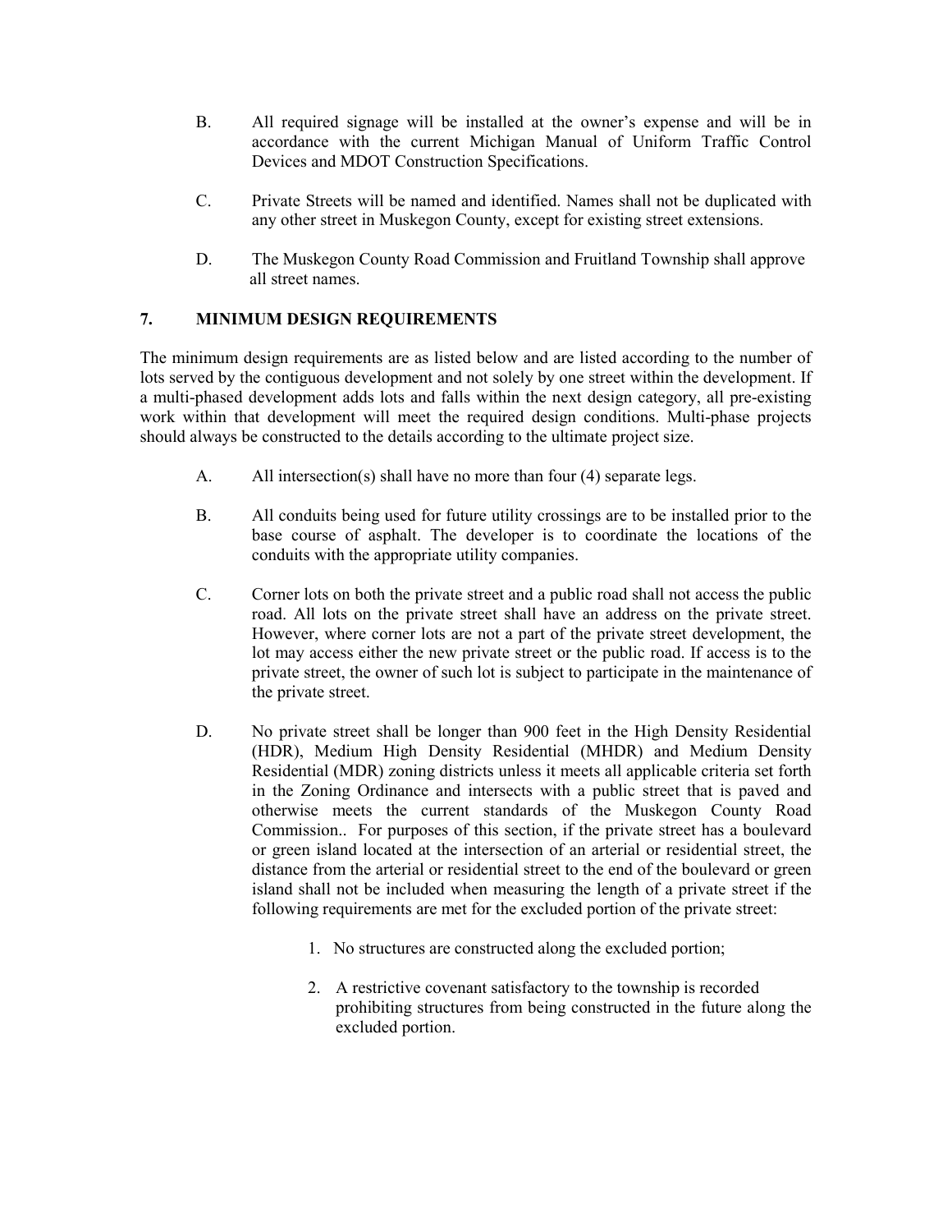B. All required signage will be installed at the owner's expense and will be in accordance with the current Michigan Manual of Uniform Traffic Control Devices and MDOT Construction Specifications.

C. Private Streets will be named and identified. Names shall not be duplicated with any other street in Muskegon County, except for existing street extensions.

D. The Muskegon County Road Commission and Fruitland Township shall approve all street names.

## 7. MINIMUM DESIGN REQUIREMENTS

The minimum design requirements are as listed below and are listed according to the number of lots served by the contiguous development and not solely by one street within the development. If a multi-phased development adds lots and falls within the next design category, all pre-existing work within that development will meet the required design conditions. Multi-phase projects should always be constructed to the details according to the ultimate project size.

A. All intersection(s) shall have no more than four (4) separate legs.

B. All conduits being used for future utility crossings are to be installed prior to the base course of asphalt. The developer is to coordinate the locations of the conduits with the appropriate utility companies.

C. Corner lots on both the private street and a public road shall not access the public road. All lots on the private street shall have an address on the private street. However, where corner lots are not a part of the private street development, the lot may access either the new private street or the public road. If access is to the private street, the owner of such lot is subject to participate in the maintenance of the private street.

D. No private street shall be longer than 900 feet in the High Density Residential (HDR), Medium High Density Residential (MHDR) and Medium Density Residential (MDR) zoning districts unless it meets all applicable criteria set forth in the Zoning Ordinance and intersects with a public street that is paved and otherwise meets the current standards of the Muskegon County Road Commission.. For purposes of this section, if the private street has a boulevard or green island located at the intersection of an arterial or residential street, the distance from the arterial or residential street to the end of the boulevard or green island shall not be included when measuring the length of a private street if the following requirements are met for the excluded portion of the private street:

1. No structures are constructed along the excluded portion;
2. A restrictive covenant satisfactory to the township is recorded prohibiting structures from being constructed in the future along the excluded portion.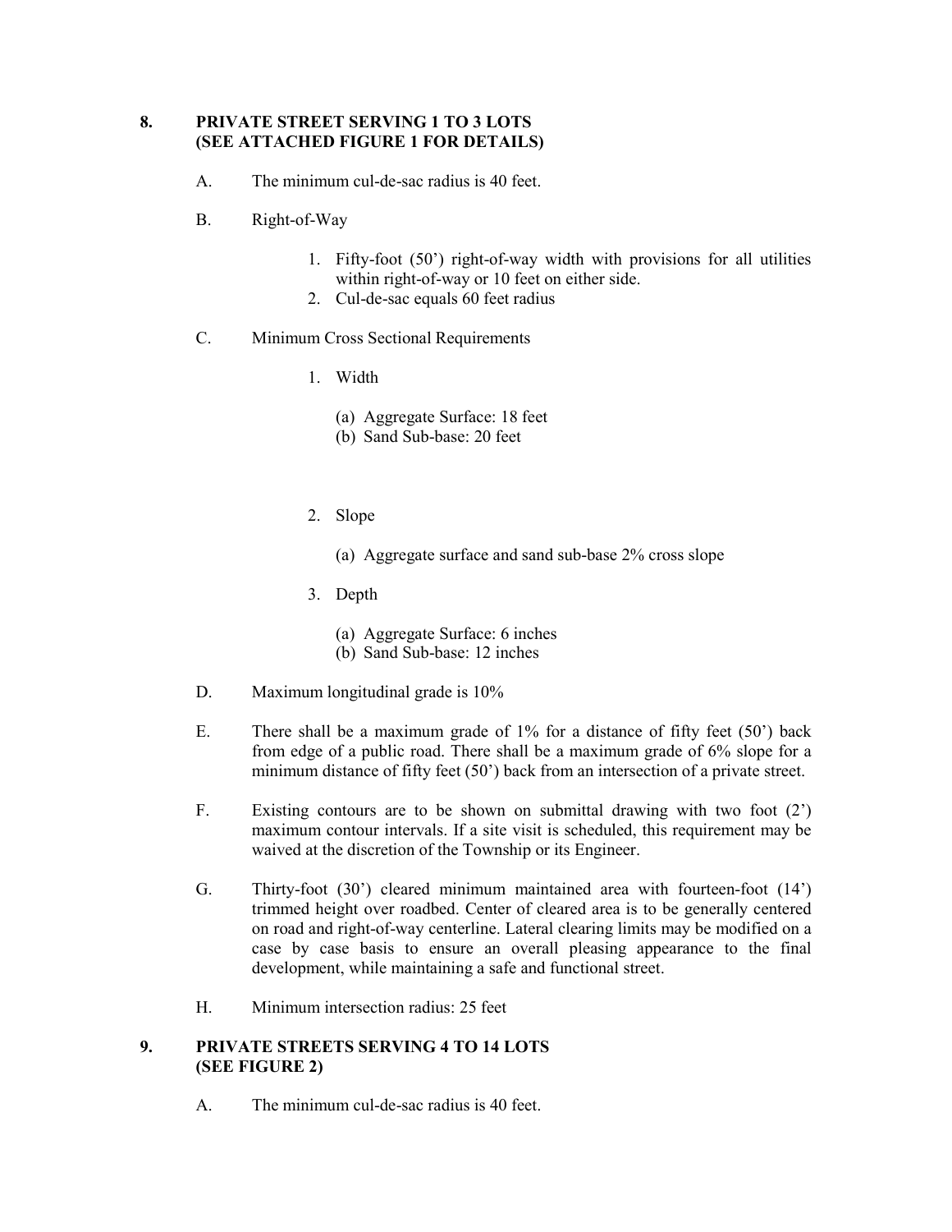## 8. PRIVATE STREET SERVING 1 TO 3 LOTS (SEE ATTACHED FIGURE 1 FOR DETAILS)

A. The minimum cul-de-sac radius is 40 feet.

B. Right-of-Way

1. Fifty-foot (50') right-of-way width with provisions for all utilities within right-of-way or 10 feet on either side.
2. Cul-de-sac equals 60 feet radius

C. Minimum Cross Sectional Requirements

1. Width
   - (a) Aggregate Surface: 18 feet
   - (b) Sand Sub-base: 20 feet

2. Slope
   - (a) Aggregate surface and sand sub-base 2% cross slope

3. Depth
   - (a) Aggregate Surface: 6 inches
   - (b) Sand Sub-base: 12 inches

D. Maximum longitudinal grade is 10%

E. There shall be a maximum grade of 1% for a distance of fifty feet (50') back from edge of a public road. There shall be a maximum grade of 6% slope for a minimum distance of fifty feet (50') back from an intersection of a private street.

F. Existing contours are to be shown on submittal drawing with two foot (2') maximum contour intervals. If a site visit is scheduled, this requirement may be waived at the discretion of the Township or its Engineer.

G. Thirty-foot (30') cleared minimum maintained area with fourteen-foot (14') trimmed height over roadbed. Center of cleared area is to be generally centered on road and right-of-way centerline. Lateral clearing limits may be modified on a case by case basis to ensure an overall pleasing appearance to the final development, while maintaining a safe and functional street.

H. Minimum intersection radius: 25 feet

## 9. PRIVATE STREETS SERVING 4 TO 14 LOTS (SEE FIGURE 2)

A. The minimum cul-de-sac radius is 40 feet.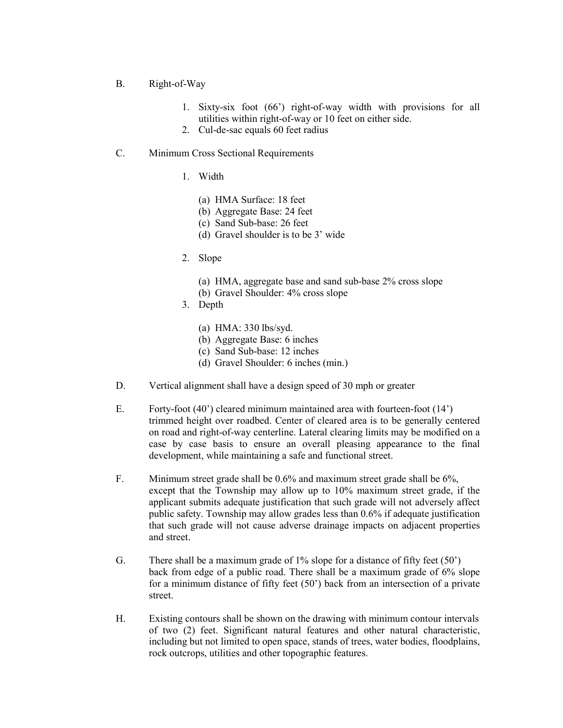B. Right-of-Way

1. Sixty-six foot (66') right-of-way width with provisions for all utilities within right-of-way or 10 feet on either side.
2. Cul-de-sac equals 60 feet radius

C. Minimum Cross Sectional Requirements

1. Width

   (a) HMA Surface: 18 feet
   (b) Aggregate Base: 24 feet
   (c) Sand Sub-base: 26 feet
   (d) Gravel shoulder is to be 3' wide

2. Slope

   (a) HMA, aggregate base and sand sub-base 2% cross slope
   (b) Gravel Shoulder: 4% cross slope

3. Depth

   (a) HMA: 330 lbs/syd.
   (b) Aggregate Base: 6 inches
   (c) Sand Sub-base: 12 inches
   (d) Gravel Shoulder: 6 inches (min.)

D. Vertical alignment shall have a design speed of 30 mph or greater

E. Forty-foot (40') cleared minimum maintained area with fourteen-foot (14') trimmed height over roadbed. Center of cleared area is to be generally centered on road and right-of-way centerline. Lateral clearing limits may be modified on a case by case basis to ensure an overall pleasing appearance to the final development, while maintaining a safe and functional street.

F. Minimum street grade shall be 0.6% and maximum street grade shall be 6%, except that the Township may allow up to 10% maximum street grade, if the applicant submits adequate justification that such grade will not adversely affect public safety. Township may allow grades less than 0.6% if adequate justification that such grade will not cause adverse drainage impacts on adjacent properties and street.

G. There shall be a maximum grade of 1% slope for a distance of fifty feet (50') back from edge of a public road. There shall be a maximum grade of 6% slope for a minimum distance of fifty feet (50') back from an intersection of a private street.

H. Existing contours shall be shown on the drawing with minimum contour intervals of two (2) feet. Significant natural features and other natural characteristic, including but not limited to open space, stands of trees, water bodies, floodplains, rock outcrops, utilities and other topographic features.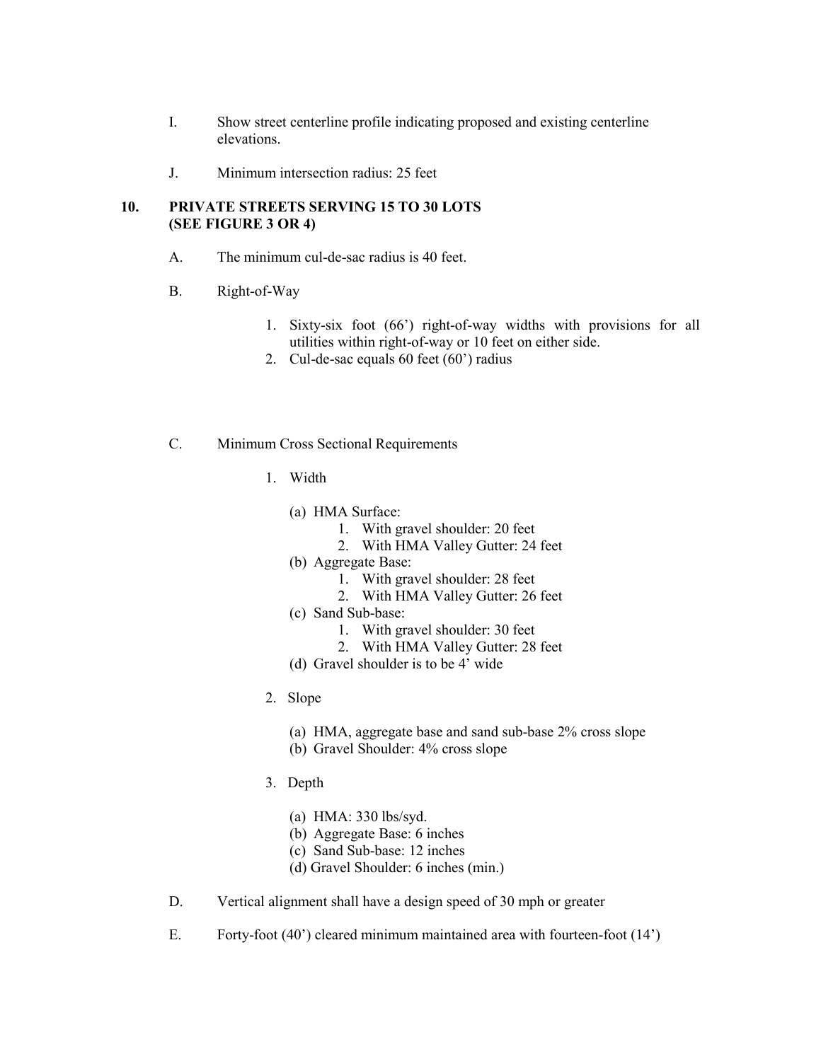I. Show street centerline profile indicating proposed and existing centerline elevations.

J. Minimum intersection radius: 25 feet

## 10. PRIVATE STREETS SERVING 15 TO 30 LOTS (SEE FIGURE 3 OR 4)

A. The minimum cul-de-sac radius is 40 feet.

B. Right-of-Way

1. Sixty-six foot (66') right-of-way widths with provisions for all utilities within right-of-way or 10 feet on either side.
2. Cul-de-sac equals 60 feet (60') radius

C. Minimum Cross Sectional Requirements

1. Width

   (a) HMA Surface:
      1. With gravel shoulder: 20 feet
      2. With HMA Valley Gutter: 24 feet
   
   (b) Aggregate Base:
      1. With gravel shoulder: 28 feet
      2. With HMA Valley Gutter: 26 feet
   
   (c) Sand Sub-base:
      1. With gravel shoulder: 30 feet
      2. With HMA Valley Gutter: 28 feet
   
   (d) Gravel shoulder is to be 4' wide

2. Slope

   (a) HMA, aggregate base and sand sub-base 2% cross slope
   
   (b) Gravel Shoulder: 4% cross slope

3. Depth

   (a) HMA: 330 lbs/syd.
   
   (b) Aggregate Base: 6 inches
   
   (c) Sand Sub-base: 12 inches
   
   (d) Gravel Shoulder: 6 inches (min.)

D. Vertical alignment shall have a design speed of 30 mph or greater

E. Forty-foot (40') cleared minimum maintained area with fourteen-foot (14')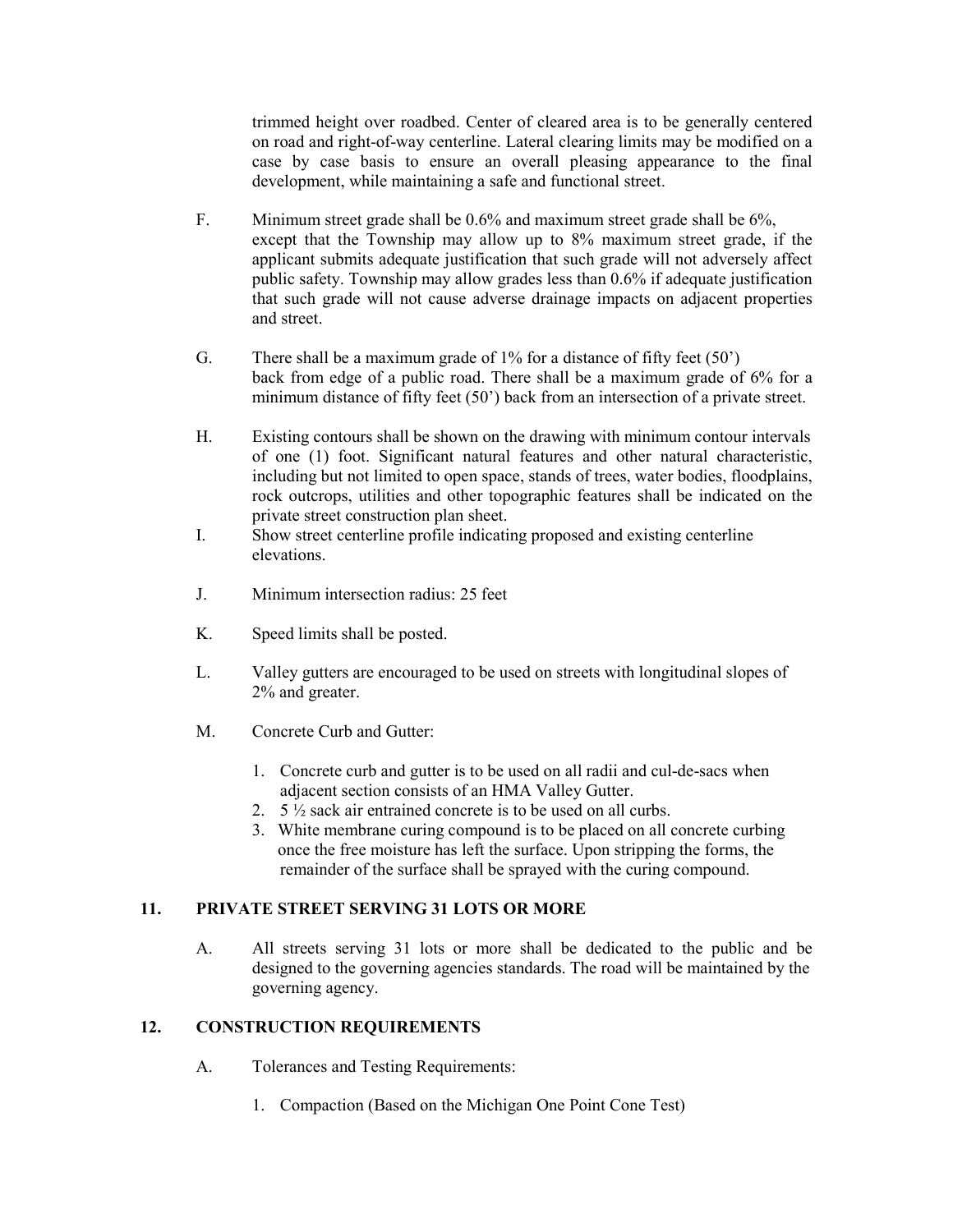trimmed height over roadbed. Center of cleared area is to be generally centered on road and right-of-way centerline. Lateral clearing limits may be modified on a case by case basis to ensure an overall pleasing appearance to the final development, while maintaining a safe and functional street.

F. Minimum street grade shall be 0.6% and maximum street grade shall be 6%, except that the Township may allow up to 8% maximum street grade, if the applicant submits adequate justification that such grade will not adversely affect public safety. Township may allow grades less than 0.6% if adequate justification that such grade will not cause adverse drainage impacts on adjacent properties and street.

G. There shall be a maximum grade of 1% for a distance of fifty feet (50') back from edge of a public road. There shall be a maximum grade of 6% for a minimum distance of fifty feet (50') back from an intersection of a private street.

H. Existing contours shall be shown on the drawing with minimum contour intervals of one (1) foot. Significant natural features and other natural characteristic, including but not limited to open space, stands of trees, water bodies, floodplains, rock outcrops, utilities and other topographic features shall be indicated on the private street construction plan sheet.

I. Show street centerline profile indicating proposed and existing centerline elevations.

J. Minimum intersection radius: 25 feet

K. Speed limits shall be posted.

L. Valley gutters are encouraged to be used on streets with longitudinal slopes of 2% and greater.

M. Concrete Curb and Gutter:

1. Concrete curb and gutter is to be used on all radii and cul-de-sacs when adjacent section consists of an HMA Valley Gutter.
2. 5 ½ sack air entrained concrete is to be used on all curbs.
3. White membrane curing compound is to be placed on all concrete curbing once the free moisture has left the surface. Upon stripping the forms, the remainder of the surface shall be sprayed with the curing compound.

## 11. PRIVATE STREET SERVING 31 LOTS OR MORE

A. All streets serving 31 lots or more shall be dedicated to the public and be designed to the governing agencies standards. The road will be maintained by the governing agency.

## 12. CONSTRUCTION REQUIREMENTS

A. Tolerances and Testing Requirements:

1. Compaction (Based on the Michigan One Point Cone Test)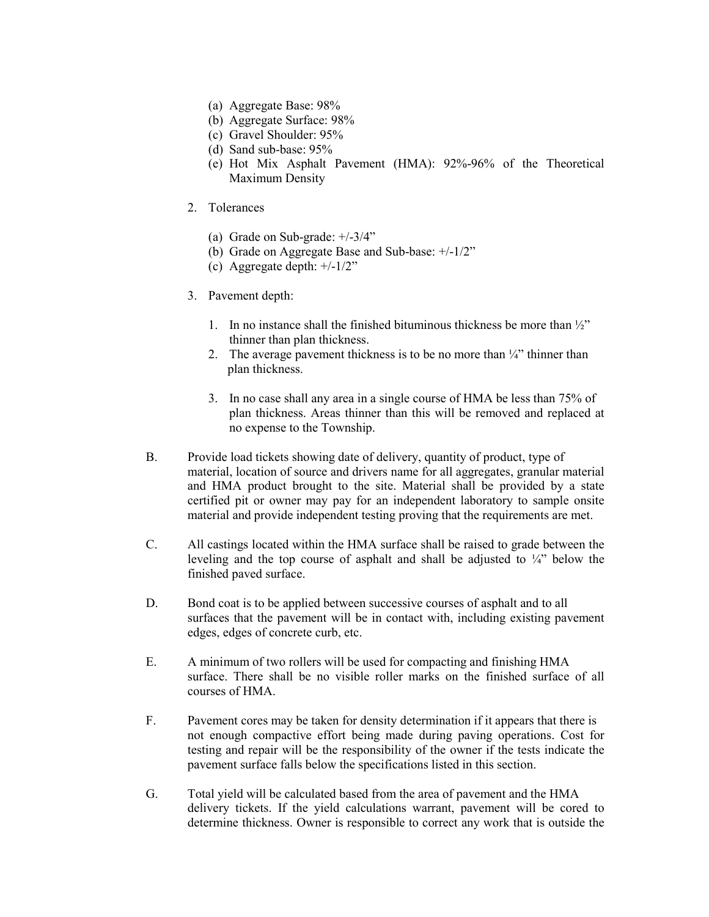(a) Aggregate Base: 98%
(b) Aggregate Surface: 98%
(c) Gravel Shoulder: 95%
(d) Sand sub-base: 95%
(e) Hot Mix Asphalt Pavement (HMA): 92%-96% of the Theoretical Maximum Density

2. Tolerances

   (a) Grade on Sub-grade: +/-3/4"
   (b) Grade on Aggregate Base and Sub-base: +/-1/2"
   (c) Aggregate depth: +/-1/2"

3. Pavement depth:

   1. In no instance shall the finished bituminous thickness be more than ½" thinner than plan thickness.
   2. The average pavement thickness is to be no more than ¼" thinner than plan thickness.
   3. In no case shall any area in a single course of HMA be less than 75% of plan thickness. Areas thinner than this will be removed and replaced at no expense to the Township.

B. Provide load tickets showing date of delivery, quantity of product, type of material, location of source and drivers name for all aggregates, granular material and HMA product brought to the site. Material shall be provided by a state certified pit or owner may pay for an independent laboratory to sample onsite material and provide independent testing proving that the requirements are met.

C. All castings located within the HMA surface shall be raised to grade between the leveling and the top course of asphalt and shall be adjusted to ¼" below the finished paved surface.

D. Bond coat is to be applied between successive courses of asphalt and to all surfaces that the pavement will be in contact with, including existing pavement edges, edges of concrete curb, etc.

E. A minimum of two rollers will be used for compacting and finishing HMA surface. There shall be no visible roller marks on the finished surface of all courses of HMA.

F. Pavement cores may be taken for density determination if it appears that there is not enough compactive effort being made during paving operations. Cost for testing and repair will be the responsibility of the owner if the tests indicate the pavement surface falls below the specifications listed in this section.

G. Total yield will be calculated based from the area of pavement and the HMA delivery tickets. If the yield calculations warrant, pavement will be cored to determine thickness. Owner is responsible to correct any work that is outside the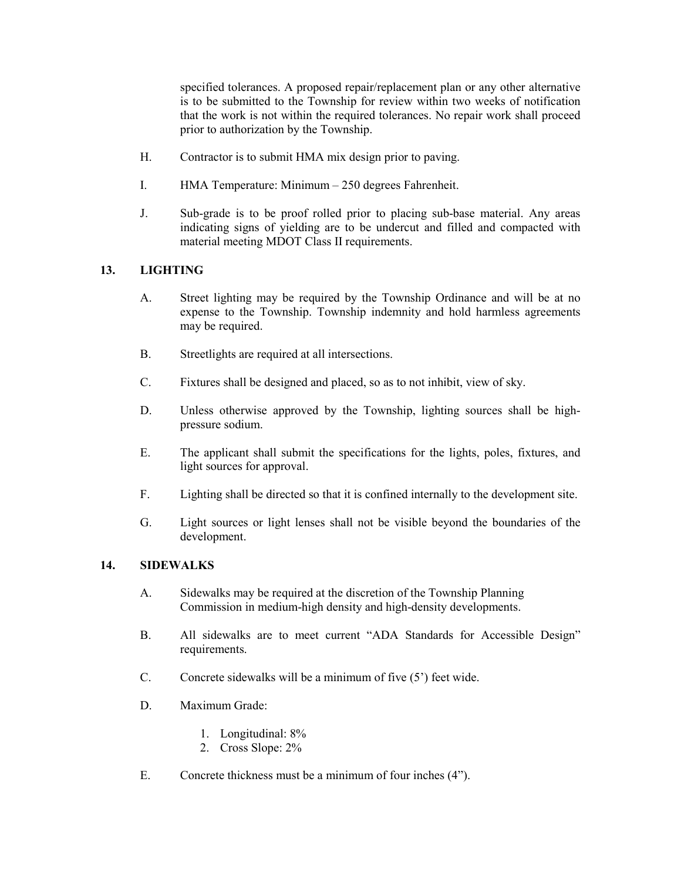specified tolerances. A proposed repair/replacement plan or any other alternative is to be submitted to the Township for review within two weeks of notification that the work is not within the required tolerances. No repair work shall proceed prior to authorization by the Township.

H. Contractor is to submit HMA mix design prior to paving.

I. HMA Temperature: Minimum – 250 degrees Fahrenheit.

J. Sub-grade is to be proof rolled prior to placing sub-base material. Any areas indicating signs of yielding are to be undercut and filled and compacted with material meeting MDOT Class II requirements.

## 13. LIGHTING

A. Street lighting may be required by the Township Ordinance and will be at no expense to the Township. Township indemnity and hold harmless agreements may be required.

B. Streetlights are required at all intersections.

C. Fixtures shall be designed and placed, so as to not inhibit, view of sky.

D. Unless otherwise approved by the Township, lighting sources shall be high-pressure sodium.

E. The applicant shall submit the specifications for the lights, poles, fixtures, and light sources for approval.

F. Lighting shall be directed so that it is confined internally to the development site.

G. Light sources or light lenses shall not be visible beyond the boundaries of the development.

## 14. SIDEWALKS

A. Sidewalks may be required at the discretion of the Township Planning Commission in medium-high density and high-density developments.

B. All sidewalks are to meet current "ADA Standards for Accessible Design" requirements.

C. Concrete sidewalks will be a minimum of five (5') feet wide.

D. Maximum Grade:

1. Longitudinal: 8%
2. Cross Slope: 2%

E. Concrete thickness must be a minimum of four inches (4").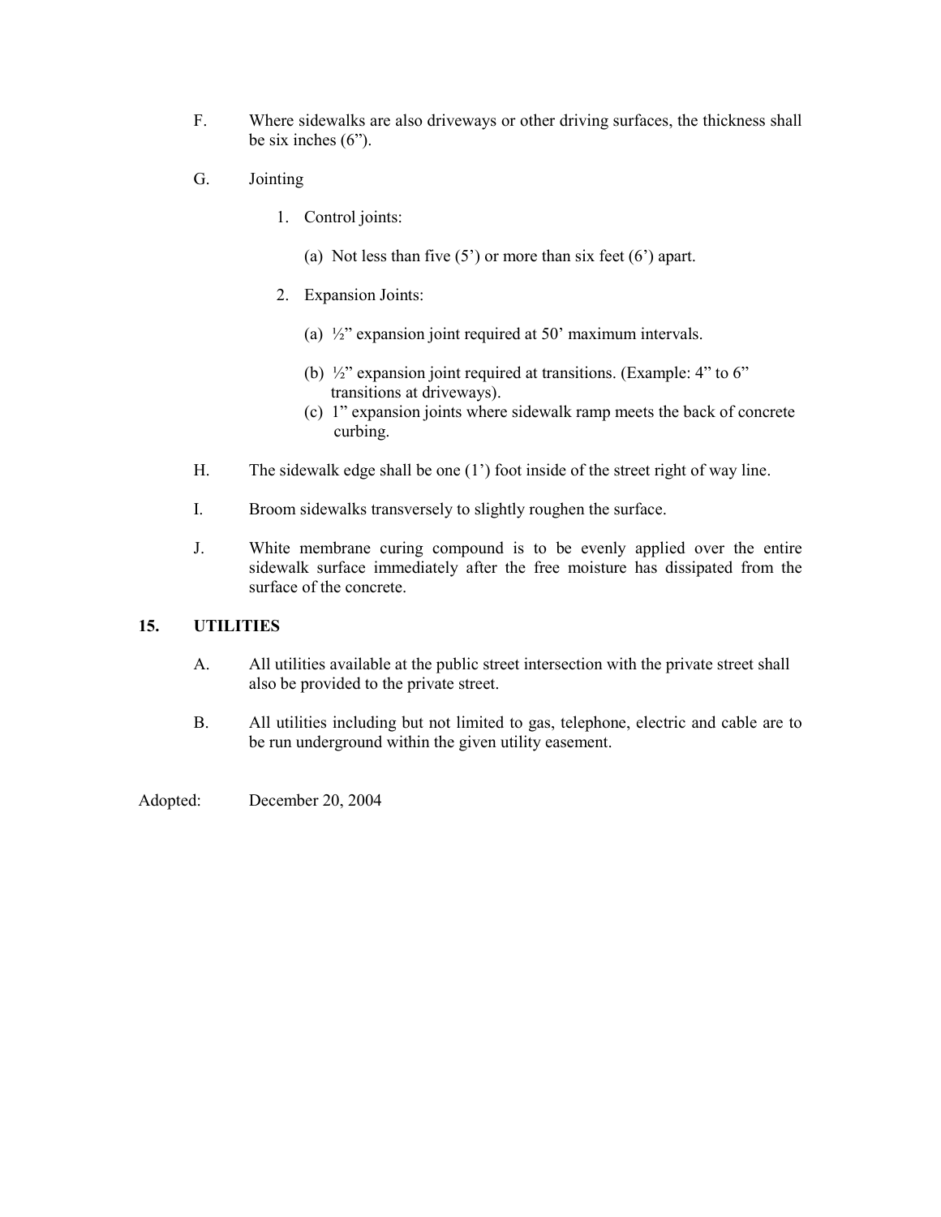F. Where sidewalks are also driveways or other driving surfaces, the thickness shall be six inches (6”).

G. Jointing

1. Control joints:

    (a) Not less than five (5’) or more than six feet (6’) apart.

2. Expansion Joints:

    (a) ½” expansion joint required at 50’ maximum intervals.

    (b) ½” expansion joint required at transitions. (Example: 4” to 6” transitions at driveways).

    (c) 1” expansion joints where sidewalk ramp meets the back of concrete curbing.

H. The sidewalk edge shall be one (1’) foot inside of the street right of way line.

I. Broom sidewalks transversely to slightly roughen the surface.

J. White membrane curing compound is to be evenly applied over the entire sidewalk surface immediately after the free moisture has dissipated from the surface of the concrete.

## 15. UTILITIES

A. All utilities available at the public street intersection with the private street shall also be provided to the private street.

B. All utilities including but not limited to gas, telephone, electric and cable are to be run underground within the given utility easement.

Adopted: December 20, 2004